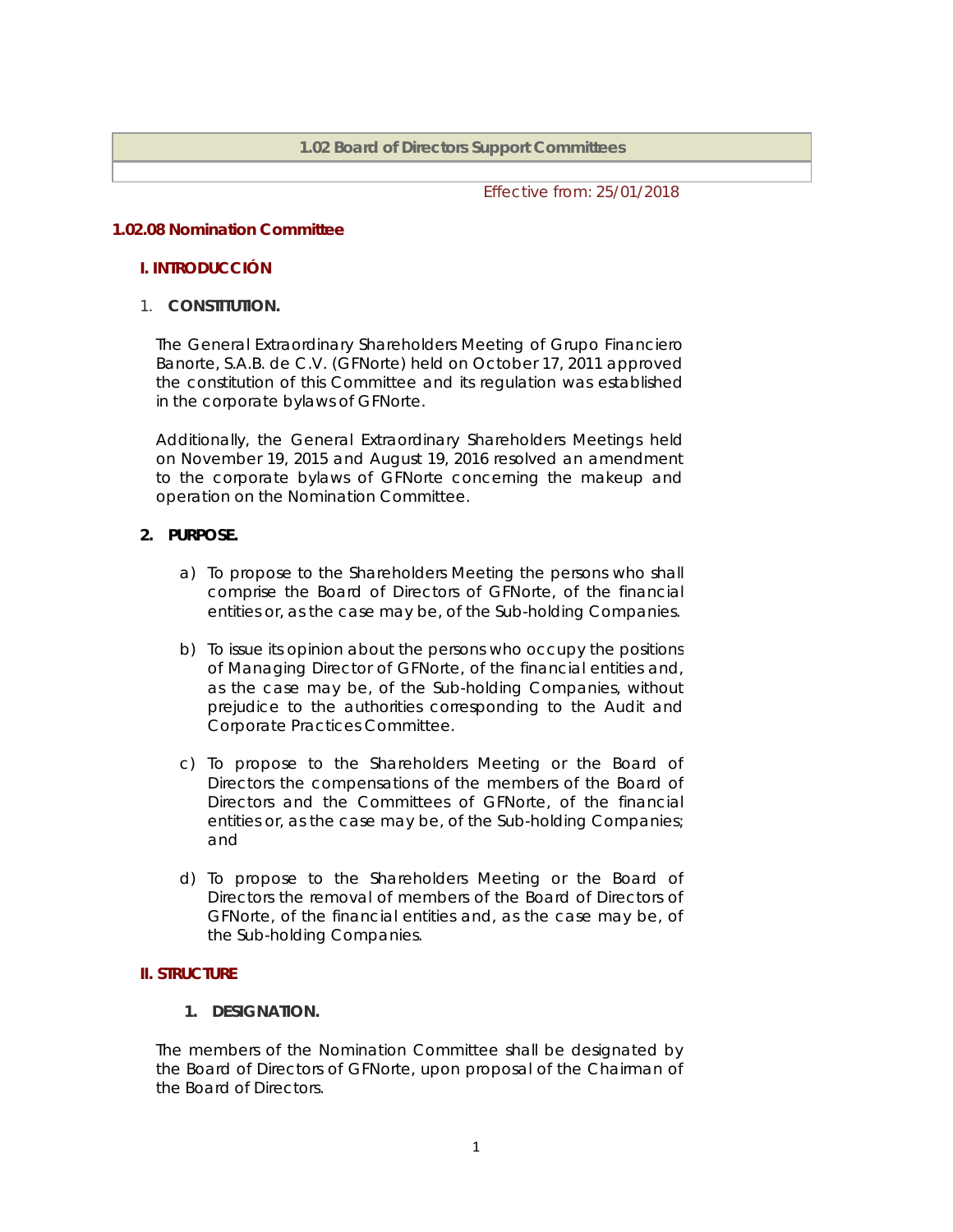## 1.02 Board of Directors Support Committees

Effective from: 25/01/2018

### 1.02.08 Nomination Committee

#### I. INTRODUCCIÓN

1. **CONSTITUTION.**

The General Extraordinary Shareholders Meeting of Grupo Financiero Banorte, S.A.B. de C.V. (GFNorte) held on October 17, 2011 approved the constitution of this Committee and its regulation was established in the corporate bylaws of GFNorte.

Additionally, the General Extraordinary Shareholders Meetings held on November 19, 2015 and August 19, 2016 resolved an amendment to the corporate bylaws of GFNorte concerning the makeup and operation on the Nomination Committee.

2. **PURPOSE.**

a) To propose to the Shareholders Meeting the persons who shall comprise the Board of Directors of GFNorte, of the financial entities or, as the case may be, of the Sub-holding Companies.

b) To issue its opinion about the persons who occupy the positions of Managing Director of GFNorte, of the financial entities and, as the case may be, of the Sub-holding Companies, without prejudice to the authorities corresponding to the Audit and Corporate Practices Committee.

c) To propose to the Shareholders Meeting or the Board of Directors the compensations of the members of the Board of Directors and the Committees of GFNorte, of the financial entities or, as the case may be, of the Sub-holding Companies; and

d) To propose to the Shareholders Meeting or the Board of Directors the removal of members of the Board of Directors of GFNorte, of the financial entities and, as the case may be, of the Sub-holding Companies.

#### II. STRUCTURE

1. **DESIGNATION.**

The members of the Nomination Committee shall be designated by the Board of Directors of GFNorte, upon proposal of the Chairman of the Board of Directors.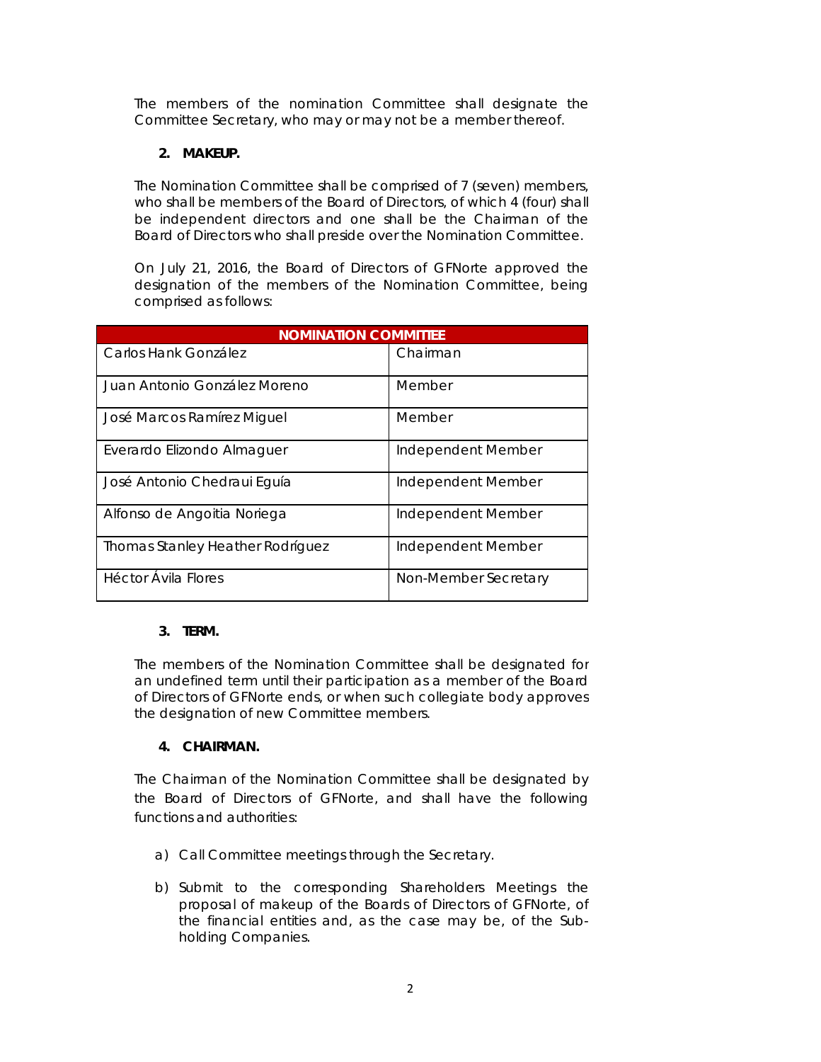The members of the nomination Committee shall designate the Committee Secretary, who may or may not be a member thereof.

### 2. MAKEUP.

The Nomination Committee shall be comprised of 7 (seven) members, who shall be members of the Board of Directors, of which 4 (four) shall be independent directors and one shall be the Chairman of the Board of Directors who shall preside over the Nomination Committee.

On July 21, 2016, the Board of Directors of GFNorte approved the designation of the members of the Nomination Committee, being comprised as follows:

| NOMINATION COMMITTEE | |
|---|---|
| Carlos Hank González | Chairman |
| Juan Antonio González Moreno | Member |
| José Marcos Ramírez Miguel | Member |
| Everardo Elizondo Almaguer | Independent Member |
| José Antonio Chedraui Eguía | Independent Member |
| Alfonso de Angoitia Noriega | Independent Member |
| Thomas Stanley Heather Rodríguez | Independent Member |
| Héctor Ávila Flores | Non-Member Secretary |

### 3. TERM.

The members of the Nomination Committee shall be designated for an undefined term until their participation as a member of the Board of Directors of GFNorte ends, or when such collegiate body approves the designation of new Committee members.

### 4. CHAIRMAN.

The Chairman of the Nomination Committee shall be designated by the Board of Directors of GFNorte, and shall have the following functions and authorities:

a) Call Committee meetings through the Secretary.

b) Submit to the corresponding Shareholders Meetings the proposal of makeup of the Boards of Directors of GFNorte, of the financial entities and, as the case may be, of the Sub-holding Companies.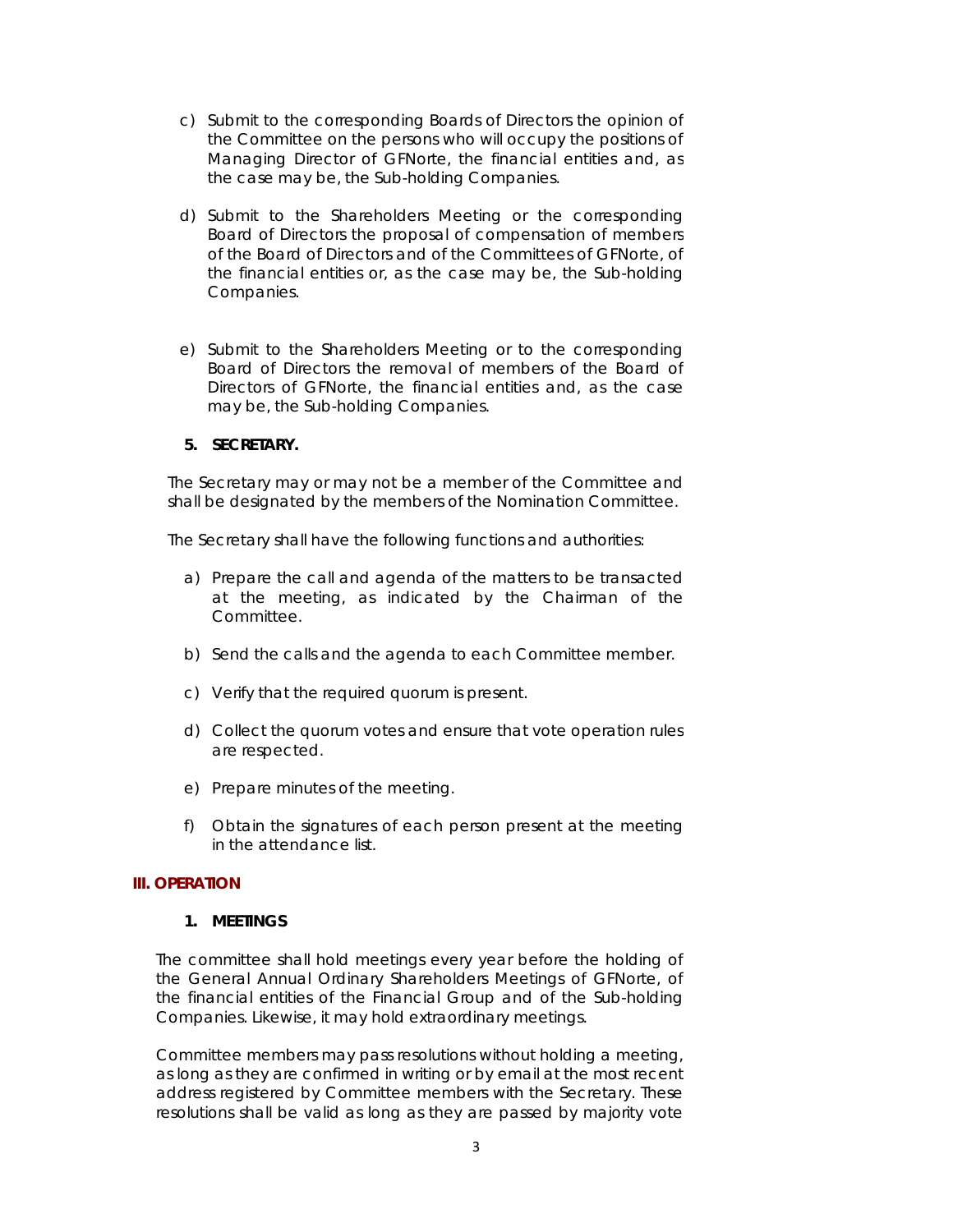c) Submit to the corresponding Boards of Directors the opinion of the Committee on the persons who will occupy the positions of Managing Director of GFNorte, the financial entities and, as the case may be, the Sub-holding Companies.

d) Submit to the Shareholders Meeting or the corresponding Board of Directors the proposal of compensation of members of the Board of Directors and of the Committees of GFNorte, of the financial entities or, as the case may be, the Sub-holding Companies.

e) Submit to the Shareholders Meeting or to the corresponding Board of Directors the removal of members of the Board of Directors of GFNorte, the financial entities and, as the case may be, the Sub-holding Companies.

### 5. SECRETARY.

The Secretary may or may not be a member of the Committee and shall be designated by the members of the Nomination Committee.

The Secretary shall have the following functions and authorities:

a) Prepare the call and agenda of the matters to be transacted at the meeting, as indicated by the Chairman of the Committee.

b) Send the calls and the agenda to each Committee member.

c) Verify that the required quorum is present.

d) Collect the quorum votes and ensure that vote operation rules are respected.

e) Prepare minutes of the meeting.

f) Obtain the signatures of each person present at the meeting in the attendance list.

## III. OPERATION

### 1. MEETINGS

The committee shall hold meetings every year before the holding of the General Annual Ordinary Shareholders Meetings of GFNorte, of the financial entities of the Financial Group and of the Sub-holding Companies. Likewise, it may hold extraordinary meetings.

Committee members may pass resolutions without holding a meeting, as long as they are confirmed in writing or by email at the most recent address registered by Committee members with the Secretary. These resolutions shall be valid as long as they are passed by majority vote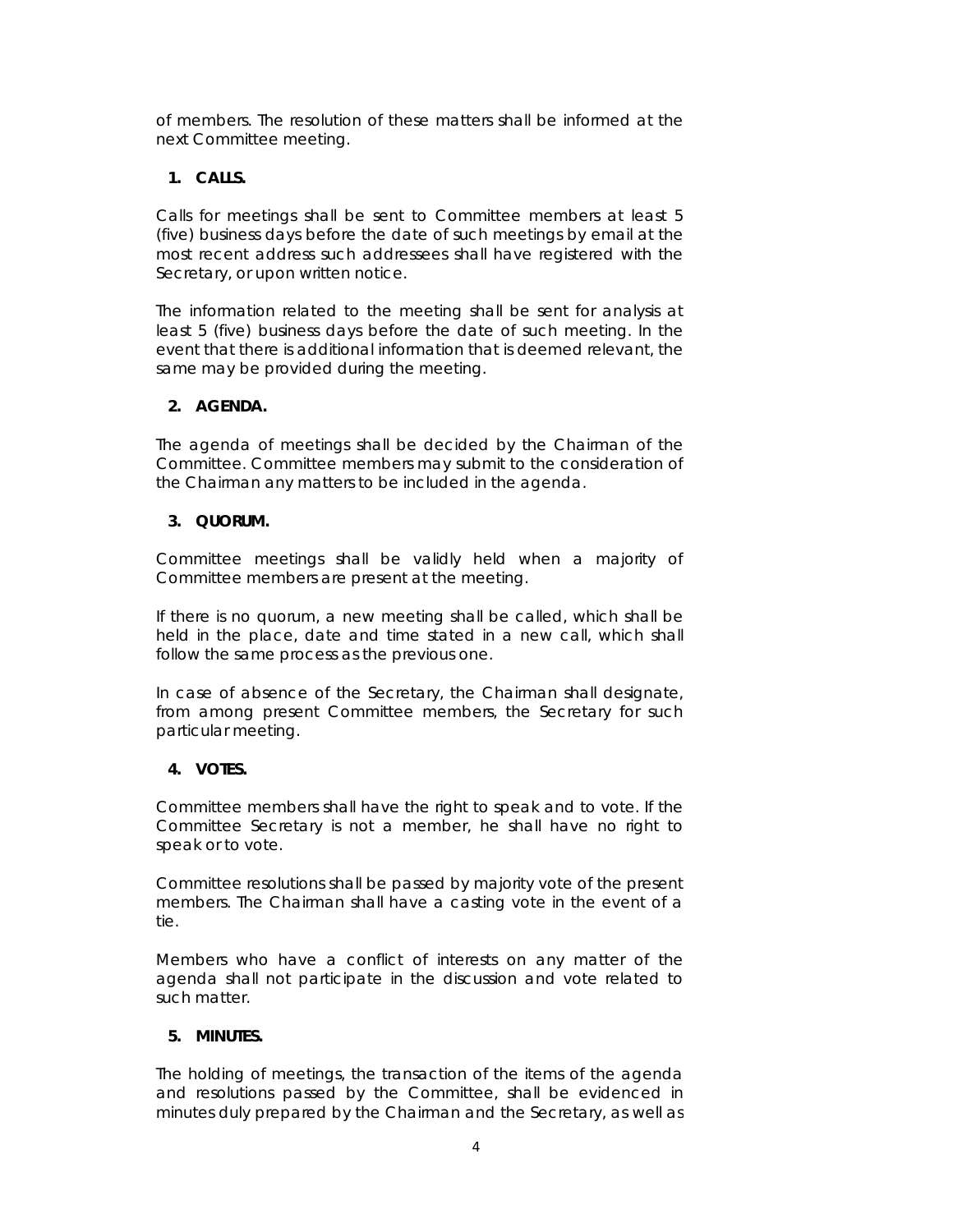of members. The resolution of these matters shall be informed at the next Committee meeting.

## 1. CALLS.

Calls for meetings shall be sent to Committee members at least 5 (five) business days before the date of such meetings by email at the most recent address such addressees shall have registered with the Secretary, or upon written notice.

The information related to the meeting shall be sent for analysis at least 5 (five) business days before the date of such meeting. In the event that there is additional information that is deemed relevant, the same may be provided during the meeting.

## 2. AGENDA.

The agenda of meetings shall be decided by the Chairman of the Committee. Committee members may submit to the consideration of the Chairman any matters to be included in the agenda.

## 3. QUORUM.

Committee meetings shall be validly held when a majority of Committee members are present at the meeting.

If there is no quorum, a new meeting shall be called, which shall be held in the place, date and time stated in a new call, which shall follow the same process as the previous one.

In case of absence of the Secretary, the Chairman shall designate, from among present Committee members, the Secretary for such particular meeting.

## 4. VOTES.

Committee members shall have the right to speak and to vote. If the Committee Secretary is not a member, he shall have no right to speak or to vote.

Committee resolutions shall be passed by majority vote of the present members. The Chairman shall have a casting vote in the event of a tie.

Members who have a conflict of interests on any matter of the agenda shall not participate in the discussion and vote related to such matter.

## 5. MINUTES.

The holding of meetings, the transaction of the items of the agenda and resolutions passed by the Committee, shall be evidenced in minutes duly prepared by the Chairman and the Secretary, as well as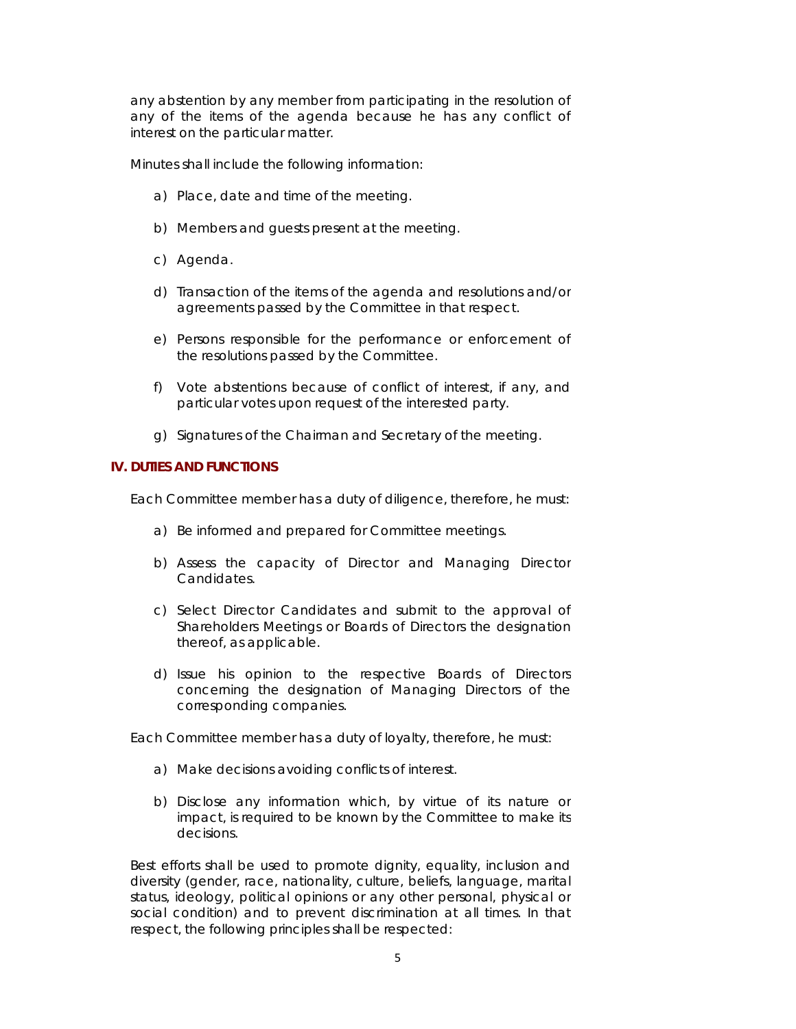any abstention by any member from participating in the resolution of any of the items of the agenda because he has any conflict of interest on the particular matter.

Minutes shall include the following information:

a) Place, date and time of the meeting.

b) Members and guests present at the meeting.

c) Agenda.

d) Transaction of the items of the agenda and resolutions and/or agreements passed by the Committee in that respect.

e) Persons responsible for the performance or enforcement of the resolutions passed by the Committee.

f) Vote abstentions because of conflict of interest, if any, and particular votes upon request of the interested party.

g) Signatures of the Chairman and Secretary of the meeting.

## IV. DUTIES AND FUNCTIONS

Each Committee member has a duty of diligence, therefore, he must:

a) Be informed and prepared for Committee meetings.

b) Assess the capacity of Director and Managing Director Candidates.

c) Select Director Candidates and submit to the approval of Shareholders Meetings or Boards of Directors the designation thereof, as applicable.

d) Issue his opinion to the respective Boards of Directors concerning the designation of Managing Directors of the corresponding companies.

Each Committee member has a duty of loyalty, therefore, he must:

a) Make decisions avoiding conflicts of interest.

b) Disclose any information which, by virtue of its nature or impact, is required to be known by the Committee to make its decisions.

Best efforts shall be used to promote dignity, equality, inclusion and diversity (gender, race, nationality, culture, beliefs, language, marital status, ideology, political opinions or any other personal, physical or social condition) and to prevent discrimination at all times. In that respect, the following principles shall be respected: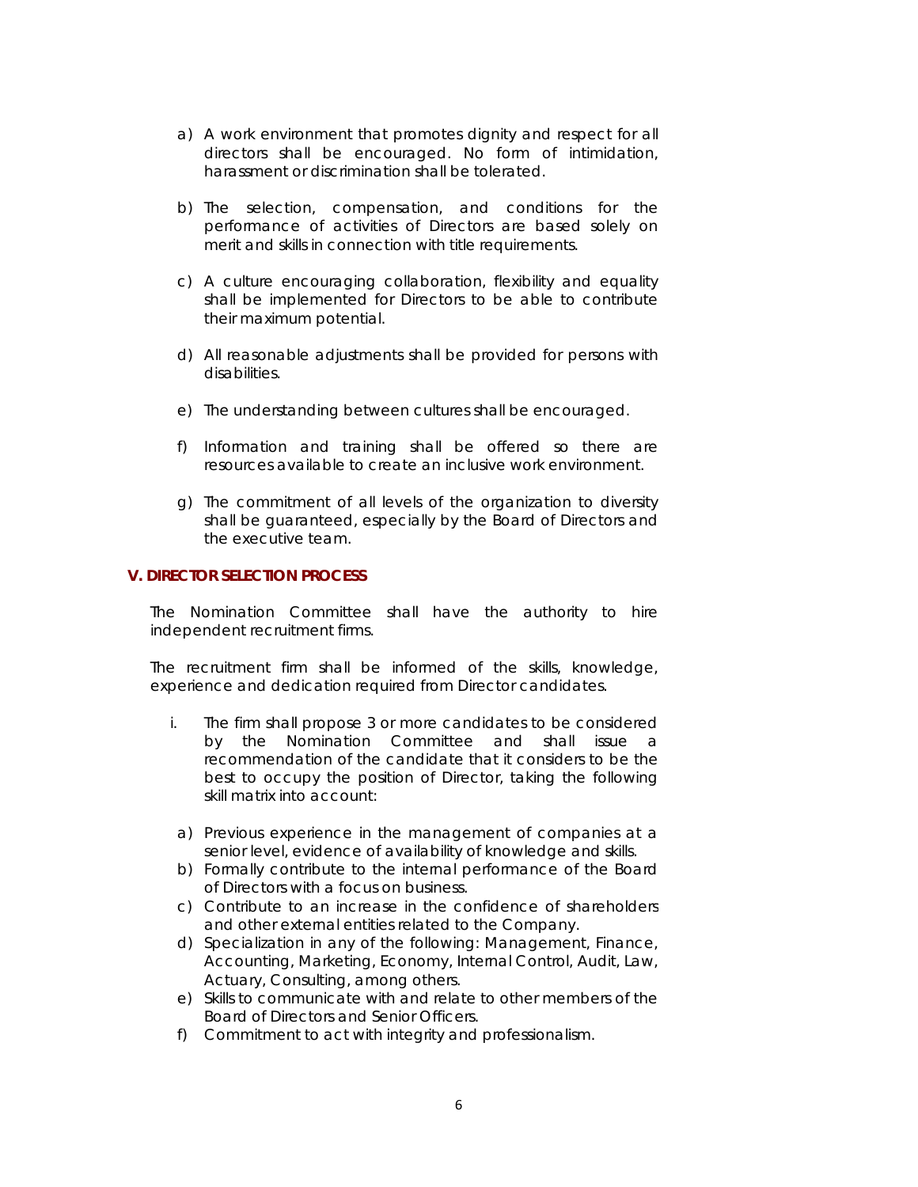a) A work environment that promotes dignity and respect for all directors shall be encouraged. No form of intimidation, harassment or discrimination shall be tolerated.

b) The selection, compensation, and conditions for the performance of activities of Directors are based solely on merit and skills in connection with title requirements.

c) A culture encouraging collaboration, flexibility and equality shall be implemented for Directors to be able to contribute their maximum potential.

d) All reasonable adjustments shall be provided for persons with disabilities.

e) The understanding between cultures shall be encouraged.

f) Information and training shall be offered so there are resources available to create an inclusive work environment.

g) The commitment of all levels of the organization to diversity shall be guaranteed, especially by the Board of Directors and the executive team.

## V. DIRECTOR SELECTION PROCESS

The Nomination Committee shall have the authority to hire independent recruitment firms.

The recruitment firm shall be informed of the skills, knowledge, experience and dedication required from Director candidates.

i. The firm shall propose 3 or more candidates to be considered by the Nomination Committee and shall issue a recommendation of the candidate that it considers to be the best to occupy the position of Director, taking the following skill matrix into account:

a) Previous experience in the management of companies at a senior level, evidence of availability of knowledge and skills.
b) Formally contribute to the internal performance of the Board of Directors with a focus on business.
c) Contribute to an increase in the confidence of shareholders and other external entities related to the Company.
d) Specialization in any of the following: Management, Finance, Accounting, Marketing, Economy, Internal Control, Audit, Law, Actuary, Consulting, among others.
e) Skills to communicate with and relate to other members of the Board of Directors and Senior Officers.
f) Commitment to act with integrity and professionalism.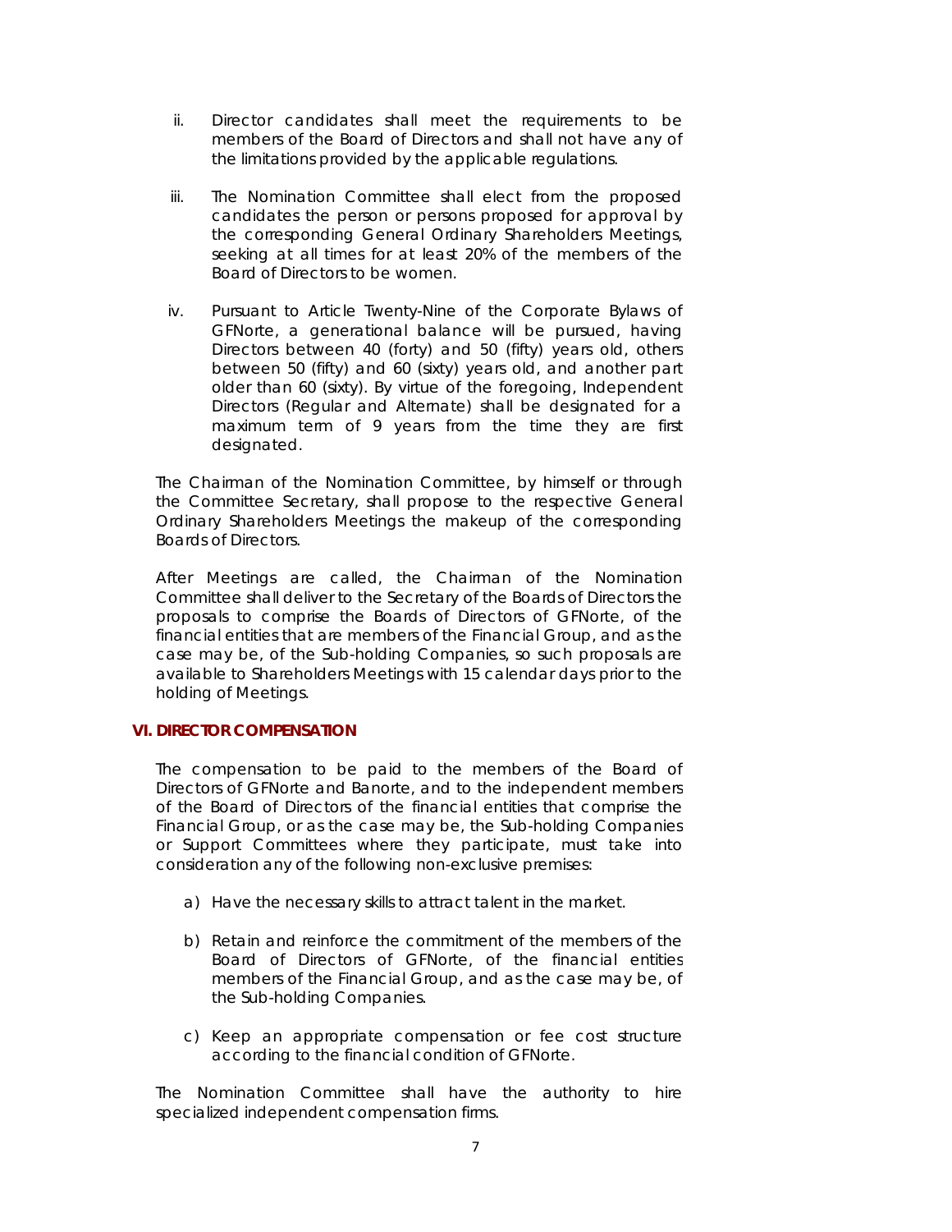ii. Director candidates shall meet the requirements to be members of the Board of Directors and shall not have any of the limitations provided by the applicable regulations.

iii. The Nomination Committee shall elect from the proposed candidates the person or persons proposed for approval by the corresponding General Ordinary Shareholders Meetings, seeking at all times for at least 20% of the members of the Board of Directors to be women.

iv. Pursuant to Article Twenty-Nine of the Corporate Bylaws of GFNorte, a generational balance will be pursued, having Directors between 40 (forty) and 50 (fifty) years old, others between 50 (fifty) and 60 (sixty) years old, and another part older than 60 (sixty). By virtue of the foregoing, Independent Directors (Regular and Alternate) shall be designated for a maximum term of 9 years from the time they are first designated.

The Chairman of the Nomination Committee, by himself or through the Committee Secretary, shall propose to the respective General Ordinary Shareholders Meetings the makeup of the corresponding Boards of Directors.

After Meetings are called, the Chairman of the Nomination Committee shall deliver to the Secretary of the Boards of Directors the proposals to comprise the Boards of Directors of GFNorte, of the financial entities that are members of the Financial Group, and as the case may be, of the Sub-holding Companies, so such proposals are available to Shareholders Meetings with 15 calendar days prior to the holding of Meetings.

## VI. DIRECTOR COMPENSATION

The compensation to be paid to the members of the Board of Directors of GFNorte and Banorte, and to the independent members of the Board of Directors of the financial entities that comprise the Financial Group, or as the case may be, the Sub-holding Companies or Support Committees where they participate, must take into consideration any of the following non-exclusive premises:

a) Have the necessary skills to attract talent in the market.

b) Retain and reinforce the commitment of the members of the Board of Directors of GFNorte, of the financial entities members of the Financial Group, and as the case may be, of the Sub-holding Companies.

c) Keep an appropriate compensation or fee cost structure according to the financial condition of GFNorte.

The Nomination Committee shall have the authority to hire specialized independent compensation firms.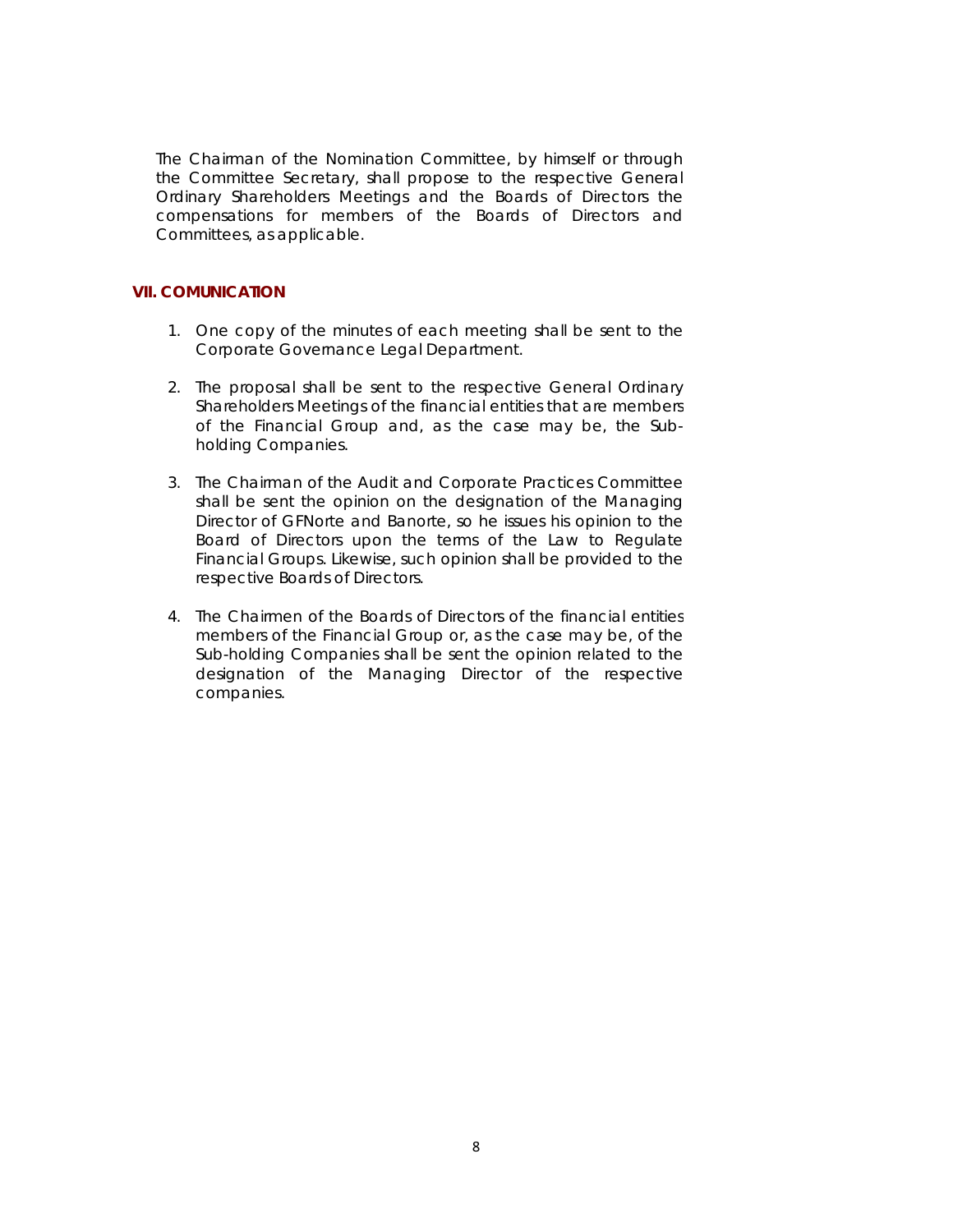The Chairman of the Nomination Committee, by himself or through the Committee Secretary, shall propose to the respective General Ordinary Shareholders Meetings and the Boards of Directors the compensations for members of the Boards of Directors and Committees, as applicable.

## VII. COMUNICATION

1. One copy of the minutes of each meeting shall be sent to the Corporate Governance Legal Department.

2. The proposal shall be sent to the respective General Ordinary Shareholders Meetings of the financial entities that are members of the Financial Group and, as the case may be, the Sub-holding Companies.

3. The Chairman of the Audit and Corporate Practices Committee shall be sent the opinion on the designation of the Managing Director of GFNorte and Banorte, so he issues his opinion to the Board of Directors upon the terms of the Law to Regulate Financial Groups. Likewise, such opinion shall be provided to the respective Boards of Directors.

4. The Chairmen of the Boards of Directors of the financial entities members of the Financial Group or, as the case may be, of the Sub-holding Companies shall be sent the opinion related to the designation of the Managing Director of the respective companies.